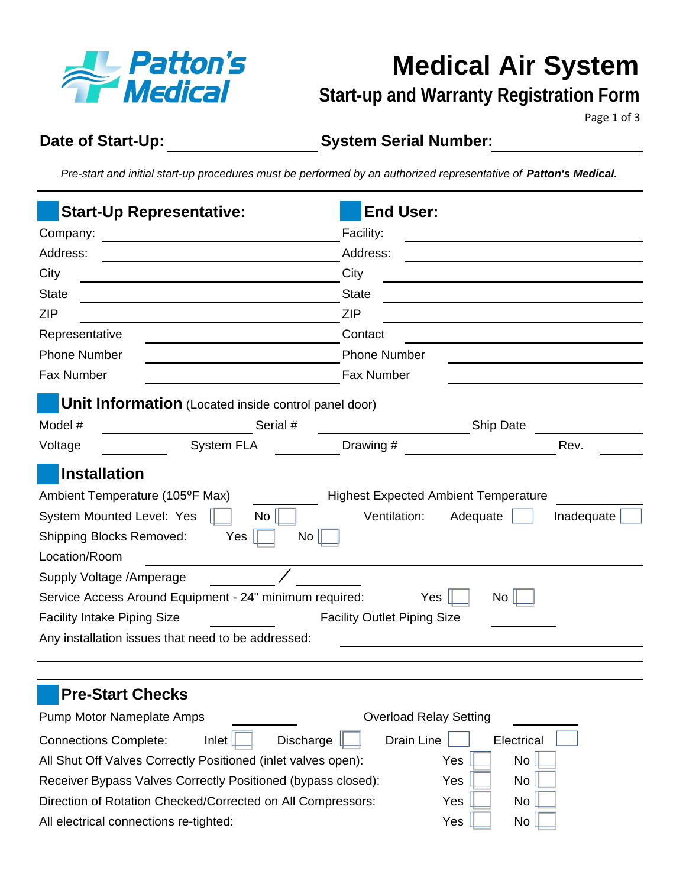Patton's Medical

# Medical Air System

## Start-up and Warranty Registration Form

**Date of Start-Up:** ____________________ **System Serial Number:** ____________________

*Pre-start and initial start-up procedures must be performed by an authorized representative of **Patton's Medical.***

---

### Start-Up Representative:

Company: ____________________

Address: ____________________

City ____________________

State ____________________

ZIP ____________________

Representative ____________________

Phone Number ____________________

Fax Number ____________________

### End User:

Facility: ____________________

Address: ____________________

City ____________________

State ____________________

ZIP ____________________

Contact ____________________

Phone Number ____________________

Fax Number ____________________

### Unit Information (Located inside control panel door)

Model # ____________ Serial # ____________ Ship Date ____________

Voltage ________ System FLA ________ Drawing # ____________ Rev. ______

### Installation

Ambient Temperature (105ºF Max) ________ Highest Expected Ambient Temperature ________

System Mounted Level: Yes ☐ No ☐ Ventilation: Adequate ☐ Inadequate ☐

Shipping Blocks Removed: Yes ☐ No ☐

Location/Room ____________________

Supply Voltage /Amperage ________ / ________

Service Access Around Equipment - 24" minimum required: Yes ☐ No ☐

Facility Intake Piping Size ________ Facility Outlet Piping Size ________

Any installation issues that need to be addressed: ____________________

---

### Pre-Start Checks

Pump Motor Nameplate Amps ________ Overload Relay Setting ________

Connections Complete: Inlet ☐ Discharge ☐ Drain Line ☐ Electrical ☐

All Shut Off Valves Correctly Positioned (inlet valves open): Yes ☐ No ☐

Receiver Bypass Valves Correctly Positioned (bypass closed): Yes ☐ No ☐

Direction of Rotation Checked/Corrected on All Compressors: Yes ☐ No ☐

All electrical connections re-tighted: Yes ☐ No ☐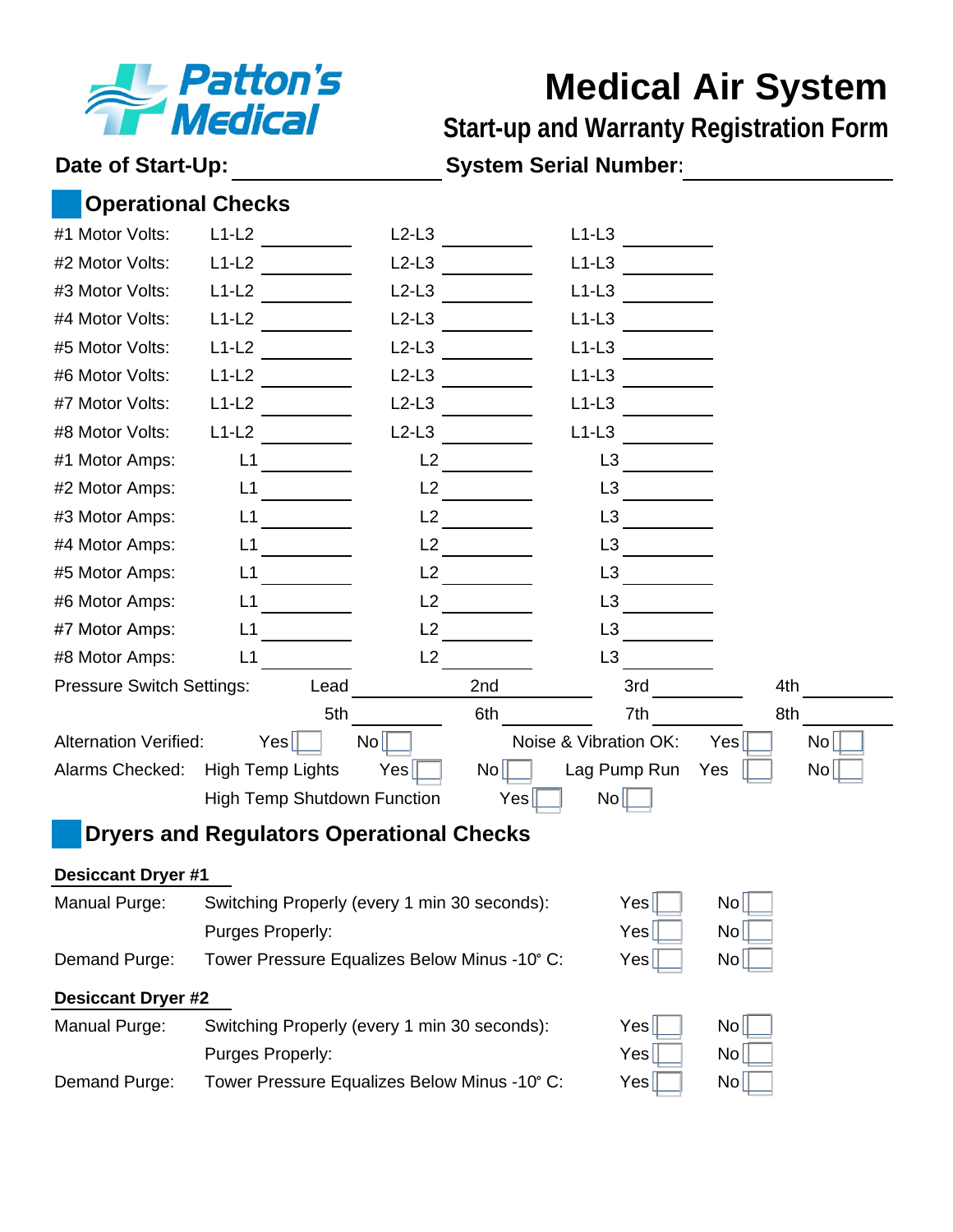Patton's Medical

# Medical Air System

## Start-up and Warranty Registration Form

**Date of Start-Up:** ____________ **System Serial Number:** ____________

## Operational Checks

| | | | |
|---|---|---|---|
| #1 Motor Volts: | L1-L2 ______ | L2-L3 ______ | L1-L3 ______ |
| #2 Motor Volts: | L1-L2 ______ | L2-L3 ______ | L1-L3 ______ |
| #3 Motor Volts: | L1-L2 ______ | L2-L3 ______ | L1-L3 ______ |
| #4 Motor Volts: | L1-L2 ______ | L2-L3 ______ | L1-L3 ______ |
| #5 Motor Volts: | L1-L2 ______ | L2-L3 ______ | L1-L3 ______ |
| #6 Motor Volts: | L1-L2 ______ | L2-L3 ______ | L1-L3 ______ |
| #7 Motor Volts: | L1-L2 ______ | L2-L3 ______ | L1-L3 ______ |
| #8 Motor Volts: | L1-L2 ______ | L2-L3 ______ | L1-L3 ______ |
| #1 Motor Amps: | L1 ______ | L2 ______ | L3 ______ |
| #2 Motor Amps: | L1 ______ | L2 ______ | L3 ______ |
| #3 Motor Amps: | L1 ______ | L2 ______ | L3 ______ |
| #4 Motor Amps: | L1 ______ | L2 ______ | L3 ______ |
| #5 Motor Amps: | L1 ______ | L2 ______ | L3 ______ |
| #6 Motor Amps: | L1 ______ | L2 ______ | L3 ______ |
| #7 Motor Amps: | L1 ______ | L2 ______ | L3 ______ |
| #8 Motor Amps: | L1 ______ | L2 ______ | L3 ______ |

Pressure Switch Settings: Lead ______ 2nd ______ 3rd ______ 4th ______

5th ______ 6th ______ 7th ______ 8th ______

Alternation Verified: Yes ☐ No ☐ Noise & Vibration OK: Yes ☐ No ☐

Alarms Checked: High Temp Lights Yes ☐ No ☐ Lag Pump Run Yes ☐ No ☐

High Temp Shutdown Function Yes ☐ No ☐

## Dryers and Regulators Operational Checks

**Desiccant Dryer #1**

| | | | |
|---|---|---|---|
| Manual Purge: | Switching Properly (every 1 min 30 seconds): | Yes ☐ | No ☐ |
| | Purges Properly: | Yes ☐ | No ☐ |
| Demand Purge: | Tower Pressure Equalizes Below Minus -10° C: | Yes ☐ | No ☐ |

**Desiccant Dryer #2**

| | | | |
|---|---|---|---|
| Manual Purge: | Switching Properly (every 1 min 30 seconds): | Yes ☐ | No ☐ |
| | Purges Properly: | Yes ☐ | No ☐ |
| Demand Purge: | Tower Pressure Equalizes Below Minus -10° C: | Yes ☐ | No ☐ |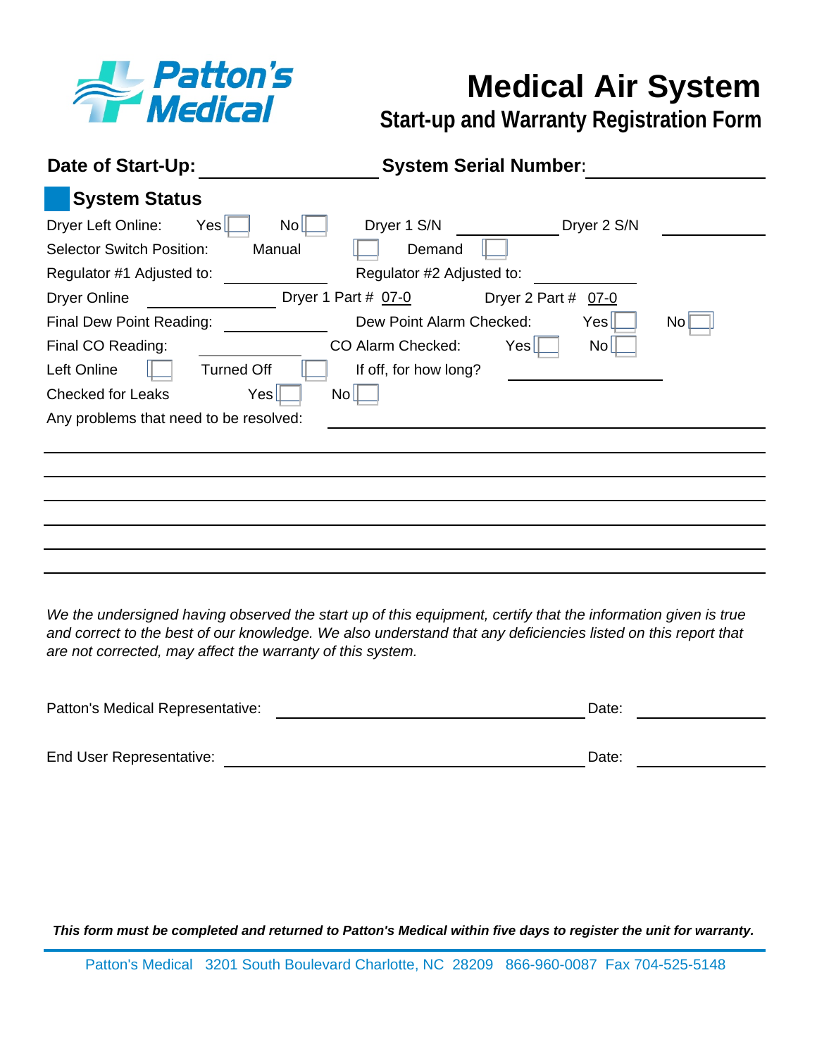Patton's Medical

# Medical Air System

## Start-up and Warranty Registration Form

**Date of Start-Up:** ____________________ **System Serial Number:** ____________________

### System Status

Dryer Left Online: Yes ☐ No ☐ Dryer 1 S/N ____________ Dryer 2 S/N ____________

Selector Switch Position: Manual ☐ Demand ☐

Regulator #1 Adjusted to: ____________ Regulator #2 Adjusted to: ____________

Dryer Online ____________ Dryer 1 Part # 07-0 Dryer 2 Part # 07-0

Final Dew Point Reading: ____________ Dew Point Alarm Checked: Yes ☐ No ☐

Final CO Reading: ____________ CO Alarm Checked: Yes ☐ No ☐

Left Online ☐ Turned Off ☐ If off, for how long? ____________

Checked for Leaks Yes ☐ No ☐

Any problems that need to be resolved: ______________________________

______________________________________________________________

______________________________________________________________

______________________________________________________________

______________________________________________________________

______________________________________________________________

______________________________________________________________

*We the undersigned having observed the start up of this equipment, certify that the information given is true and correct to the best of our knowledge. We also understand that any deficiencies listed on this report that are not corrected, may affect the warranty of this system.*

Patton's Medical Representative: ______________________________ Date: ____________

End User Representative: ______________________________ Date: ____________

***This form must be completed and returned to Patton's Medical within five days to register the unit for warranty.***

Patton's Medical 3201 South Boulevard Charlotte, NC 28209 866-960-0087 Fax 704-525-5148